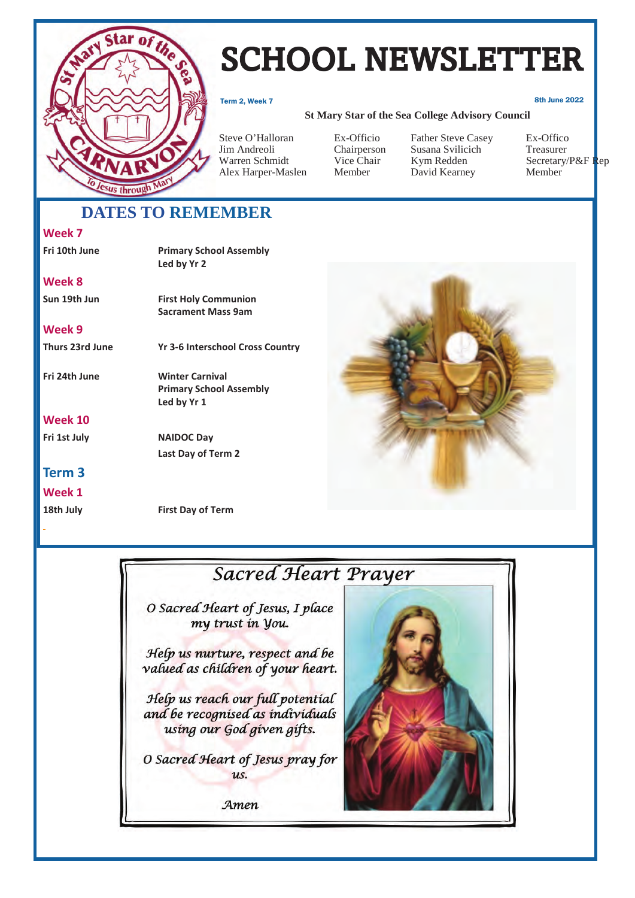# SCHOOL NEWSLETTER

Term 2, Week 7

8th June 2022

**St Mary Star of the Sea College Advisory Council**

| | | | |
|---|---|---|---|
| Steve O'Halloran | Ex-Officio | Father Steve Casey | Ex-Offico |
| Jim Andreoli | Chairperson | Susana Svilicich | Treasurer |
| Warren Schmidt | Vice Chair | Kym Redden | Secretary/P&F Rep |
| Alex Harper-Maslen | Member | David Kearney | Member |

## DATES TO REMEMBER

### Week 7

| | |
|---|---|
| **Fri 10th June** | **Primary School Assembly Led by Yr 2** |

### Week 8

| | |
|---|---|
| **Sun 19th Jun** | **First Holy Communion Sacrament Mass 9am** |

### Week 9

| | |
|---|---|
| **Thurs 23rd June** | **Yr 3-6 Interschool Cross Country** |
| **Fri 24th June** | **Winter Carnival Primary School Assembly Led by Yr 1** |

### Week 10

| | |
|---|---|
| **Fri 1st July** | **NAIDOC Day** |
| | **Last Day of Term 2** |

## Term 3

### Week 1

| | |
|---|---|
| **18th July** | **First Day of Term** |

## *Sacred Heart Prayer*

*O Sacred Heart of Jesus, I place my trust in You.*

*Help us nurture, respect and be valued as children of your heart.*

*Help us reach our full potential and be recognised as individuals using our God given gifts.*

*O Sacred Heart of Jesus pray for us.*

*Amen*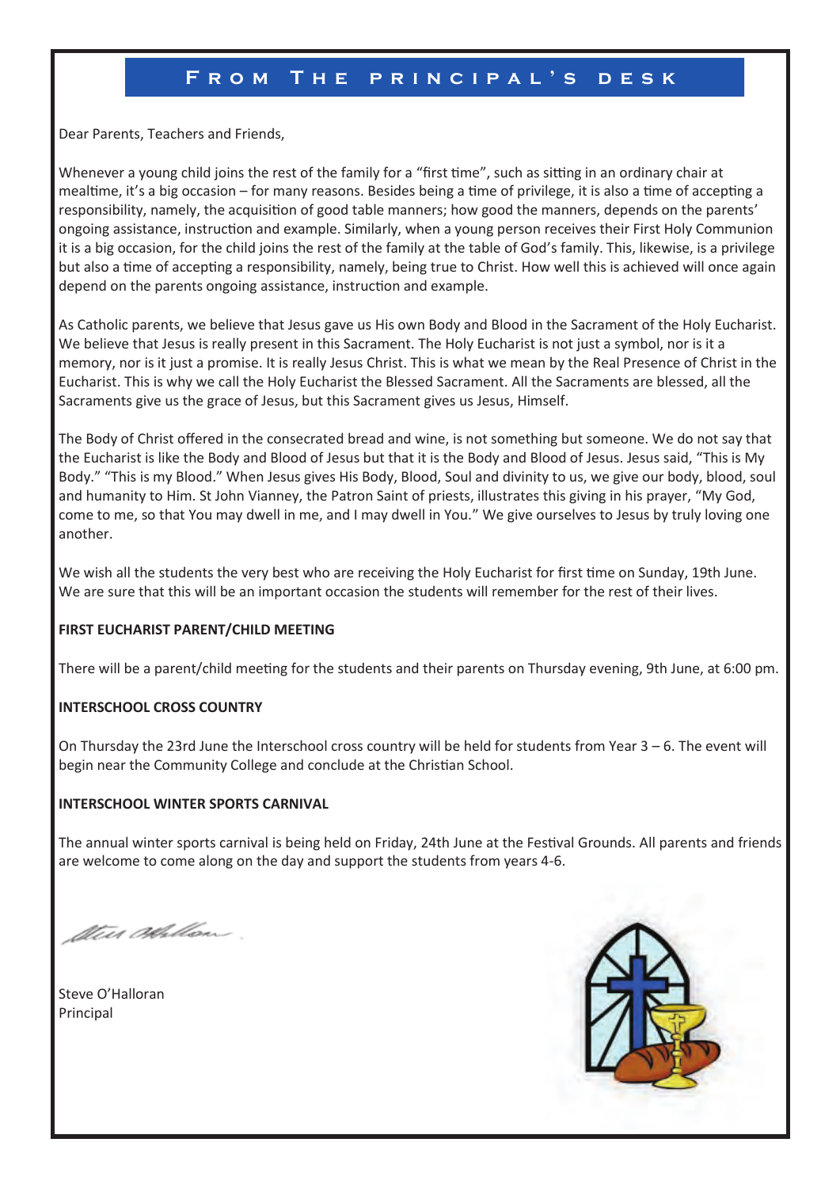## From The principal's desk

Dear Parents, Teachers and Friends,

Whenever a young child joins the rest of the family for a "first time", such as sitting in an ordinary chair at mealtime, it's a big occasion – for many reasons. Besides being a time of privilege, it is also a time of accepting a responsibility, namely, the acquisition of good table manners; how good the manners, depends on the parents' ongoing assistance, instruction and example. Similarly, when a young person receives their First Holy Communion it is a big occasion, for the child joins the rest of the family at the table of God's family. This, likewise, is a privilege but also a time of accepting a responsibility, namely, being true to Christ. How well this is achieved will once again depend on the parents ongoing assistance, instruction and example.

As Catholic parents, we believe that Jesus gave us His own Body and Blood in the Sacrament of the Holy Eucharist. We believe that Jesus is really present in this Sacrament. The Holy Eucharist is not just a symbol, nor is it a memory, nor is it just a promise. It is really Jesus Christ. This is what we mean by the Real Presence of Christ in the Eucharist. This is why we call the Holy Eucharist the Blessed Sacrament. All the Sacraments are blessed, all the Sacraments give us the grace of Jesus, but this Sacrament gives us Jesus, Himself.

The Body of Christ offered in the consecrated bread and wine, is not something but someone. We do not say that the Eucharist is like the Body and Blood of Jesus but that it is the Body and Blood of Jesus. Jesus said, "This is My Body." "This is my Blood." When Jesus gives His Body, Blood, Soul and divinity to us, we give our body, blood, soul and humanity to Him. St John Vianney, the Patron Saint of priests, illustrates this giving in his prayer, "My God, come to me, so that You may dwell in me, and I may dwell in You." We give ourselves to Jesus by truly loving one another.

We wish all the students the very best who are receiving the Holy Eucharist for first time on Sunday, 19th June. We are sure that this will be an important occasion the students will remember for the rest of their lives.

**FIRST EUCHARIST PARENT/CHILD MEETING**

There will be a parent/child meeting for the students and their parents on Thursday evening, 9th June, at 6:00 pm.

**INTERSCHOOL CROSS COUNTRY**

On Thursday the 23rd June the Interschool cross country will be held for students from Year 3 – 6. The event will begin near the Community College and conclude at the Christian School.

**INTERSCHOOL WINTER SPORTS CARNIVAL**

The annual winter sports carnival is being held on Friday, 24th June at the Festival Grounds. All parents and friends are welcome to come along on the day and support the students from years 4-6.

Steve O'Halloran
Principal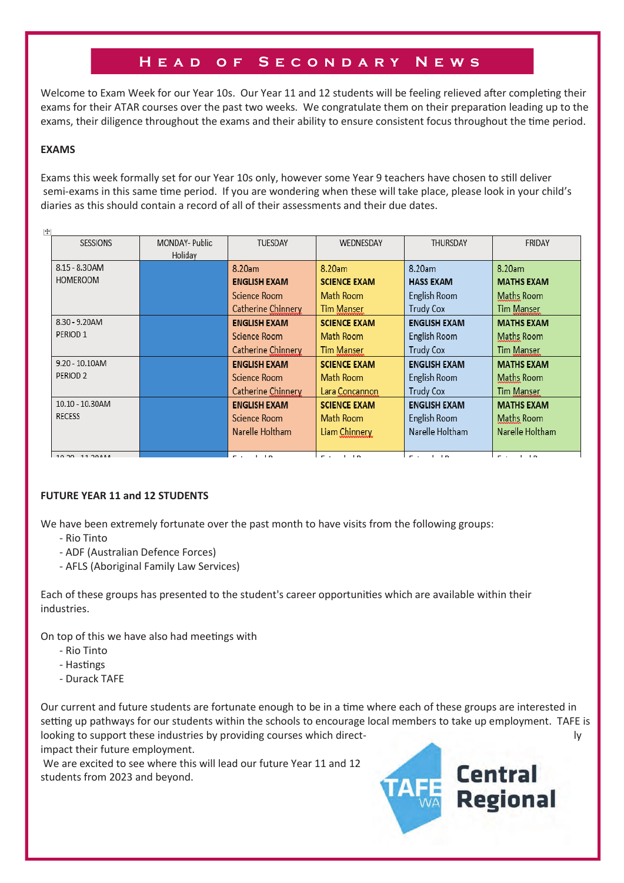## Head of Secondary News

Welcome to Exam Week for our Year 10s. Our Year 11 and 12 students will be feeling relieved after completing their exams for their ATAR courses over the past two weeks. We congratulate them on their preparation leading up to the exams, their diligence throughout the exams and their ability to ensure consistent focus throughout the time period.

**EXAMS**

Exams this week formally set for our Year 10s only, however some Year 9 teachers have chosen to still deliver semi-exams in this same time period. If you are wondering when these will take place, please look in your child's diaries as this should contain a record of all of their assessments and their due dates.

| SESSIONS | MONDAY- Public Holiday | TUESDAY | WEDNESDAY | THURSDAY | FRIDAY |
|---|---|---|---|---|---|
| 8.15 - 8.30AM HOMEROOM | | 8.20am **ENGLISH EXAM** Science Room Catherine Chinnery | 8.20am **SCIENCE EXAM** Math Room Tim Manser | 8.20am **HASS EXAM** English Room Trudy Cox | 8.20am **MATHS EXAM** Maths Room Tim Manser |
| 8.30 - 9.20AM PERIOD 1 | | **ENGLISH EXAM** Science Room Catherine Chinnery | **SCIENCE EXAM** Math Room Tim Manser | **ENGLISH EXAM** English Room Trudy Cox | **MATHS EXAM** Maths Room Tim Manser |
| 9.20 - 10.10AM PERIOD 2 | | **ENGLISH EXAM** Science Room Catherine Chinnery | **SCIENCE EXAM** Math Room Lara Concannon | **ENGLISH EXAM** English Room Trudy Cox | **MATHS EXAM** Maths Room Tim Manser |
| 10.10 - 10.30AM RECESS | | **ENGLISH EXAM** Science Room Narelle Holtham | **SCIENCE EXAM** Math Room Liam Chinnery | **ENGLISH EXAM** English Room Narelle Holtham | **MATHS EXAM** Maths Room Narelle Holtham |

**FUTURE YEAR 11 and 12 STUDENTS**

We have been extremely fortunate over the past month to have visits from the following groups:

- Rio Tinto
- ADF (Australian Defence Forces)
- AFLS (Aboriginal Family Law Services)

Each of these groups has presented to the student's career opportunities which are available within their industries.

On top of this we have also had meetings with

- Rio Tinto
- Hastings
- Durack TAFE

Our current and future students are fortunate enough to be in a time where each of these groups are interested in setting up pathways for our students within the schools to encourage local members to take up employment. TAFE is looking to support these industries by providing courses which directly impact their future employment.

We are excited to see where this will lead our future Year 11 and 12 students from 2023 and beyond.

TAFE WA Central Regional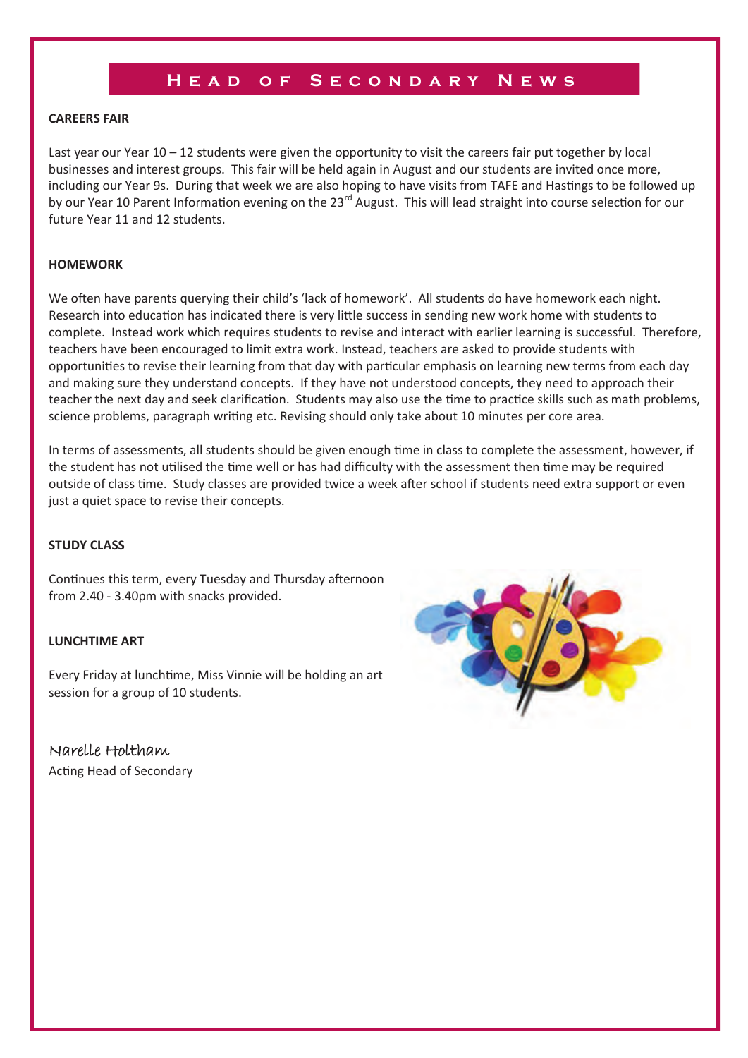# Head of Secondary News

**CAREERS FAIR**

Last year our Year 10 – 12 students were given the opportunity to visit the careers fair put together by local businesses and interest groups. This fair will be held again in August and our students are invited once more, including our Year 9s. During that week we are also hoping to have visits from TAFE and Hastings to be followed up by our Year 10 Parent Information evening on the 23rd August. This will lead straight into course selection for our future Year 11 and 12 students.

**HOMEWORK**

We often have parents querying their child's 'lack of homework'. All students do have homework each night. Research into education has indicated there is very little success in sending new work home with students to complete. Instead work which requires students to revise and interact with earlier learning is successful. Therefore, teachers have been encouraged to limit extra work. Instead, teachers are asked to provide students with opportunities to revise their learning from that day with particular emphasis on learning new terms from each day and making sure they understand concepts. If they have not understood concepts, they need to approach their teacher the next day and seek clarification. Students may also use the time to practice skills such as math problems, science problems, paragraph writing etc. Revising should only take about 10 minutes per core area.

In terms of assessments, all students should be given enough time in class to complete the assessment, however, if the student has not utilised the time well or has had difficulty with the assessment then time may be required outside of class time. Study classes are provided twice a week after school if students need extra support or even just a quiet space to revise their concepts.

**STUDY CLASS**

Continues this term, every Tuesday and Thursday afternoon from 2.40 - 3.40pm with snacks provided.

**LUNCHTIME ART**

Every Friday at lunchtime, Miss Vinnie will be holding an art session for a group of 10 students.

Narelle Holtham
Acting Head of Secondary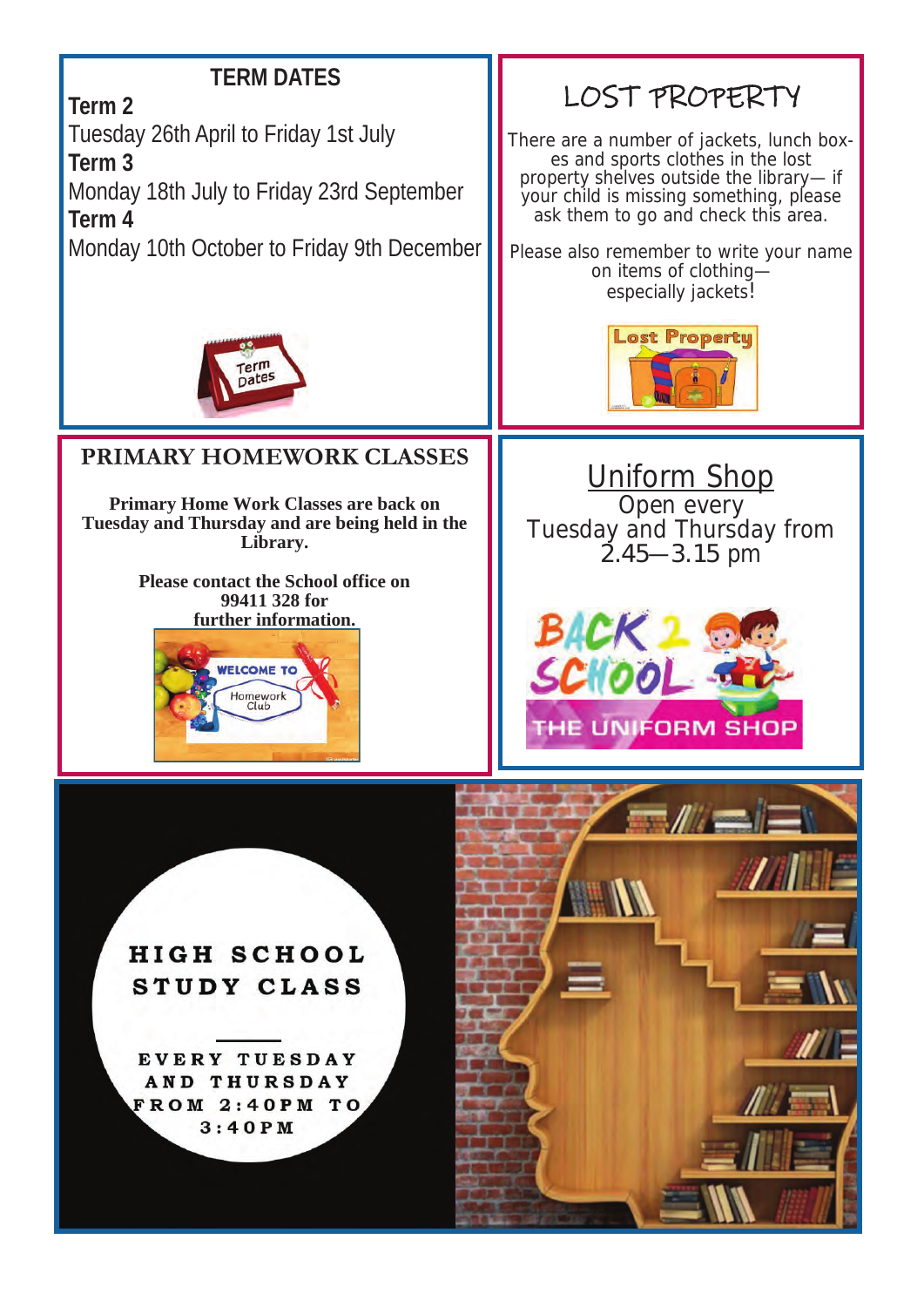## TERM DATES

**Term 2**

Tuesday 26th April to Friday 1st July

**Term 3**

Monday 18th July to Friday 23rd September

**Term 4**

Monday 10th October to Friday 9th December

## LOST PROPERTY

There are a number of jackets, lunch boxes and sports clothes in the lost property shelves outside the library— if your child is missing something, please ask them to go and check this area.

Please also remember to write your name on items of clothing— especially jackets!

## PRIMARY HOMEWORK CLASSES

**Primary Home Work Classes are back on Tuesday and Thursday and are being held in the Library.**

**Please contact the School office on 99411 328 for further information.**

## Uniform Shop

Open every Tuesday and Thursday from 2.45—3.15 pm

## HIGH SCHOOL STUDY CLASS

EVERY TUESDAY AND THURSDAY FROM 2:40PM TO 3:40PM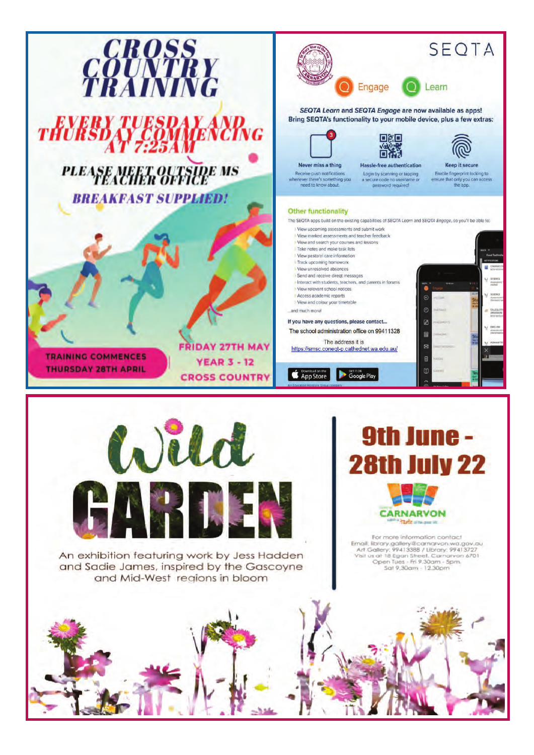# CROSS COUNTRY TRAINING

## EVERY TUESDAY AND THURSDAY COMMENCING AT 7:25AM

**PLEASE MEET OUTSIDE MS TEACHER OFFICE**

**BREAKFAST SUPPLIED!**

TRAINING COMMENCES THURSDAY 28TH APRIL

FRIDAY 27TH MAY
YEAR 3 - 12
CROSS COUNTRY

---

# SEQTA

Engage Learn

***SEQTA Learn*** **and** ***SEQTA Engage*** **are now available as apps!**
**Bring SEQTA's functionality to your mobile device, plus a few extras:**

**Never miss a thing**
Receive push notifications whenever there's something you need to know about.

**Hassle-free authentication**
Login by scanning or tapping a secure code no username or password required!

**Keep it secure**
Enable fingerprint locking to ensure that only you can access the app.

## Other functionality

The SEQTA apps build on the existing capabilities of *SEQTA Learn* and *SEQTA Engage*, so you'll be able to:

- View upcoming assessments and submit work
- View marked assessments and teacher feedback
- View and search your courses and lessons
- Take notes and make task lists
- View pastoral care information
- Track upcoming homework
- View unresolved absences
- Send and receive direct messages
- Interact with students, teachers, and parents in forums
- View relevant school notices
- Access academic reports
- View and colour your timetable

...and much more!

**If you have any questions, please contact...**

The school administration office on 99411328

The address it is
https://smsc.coneqt-p.cathednet.wa.edu.au/

Download on the App Store | Get it on Google Play

---

# Wild GARDEN

An exhibition featuring work by Jess Hadden and Sadie James, inspired by the Gascoyne and Mid-West regions in bloom

## 9th June - 28th July 22

CARNARVON

For more information contact
Email: library.gallery@carnarvon.wa.gov.au
Art Gallery: 99413388 / Library: 99413727
Visit us at 18 Egan Street, Carnarvon 6701
Open Tues - Fri 9.30am - 5pm.
Sat 9.30am - 12.30pm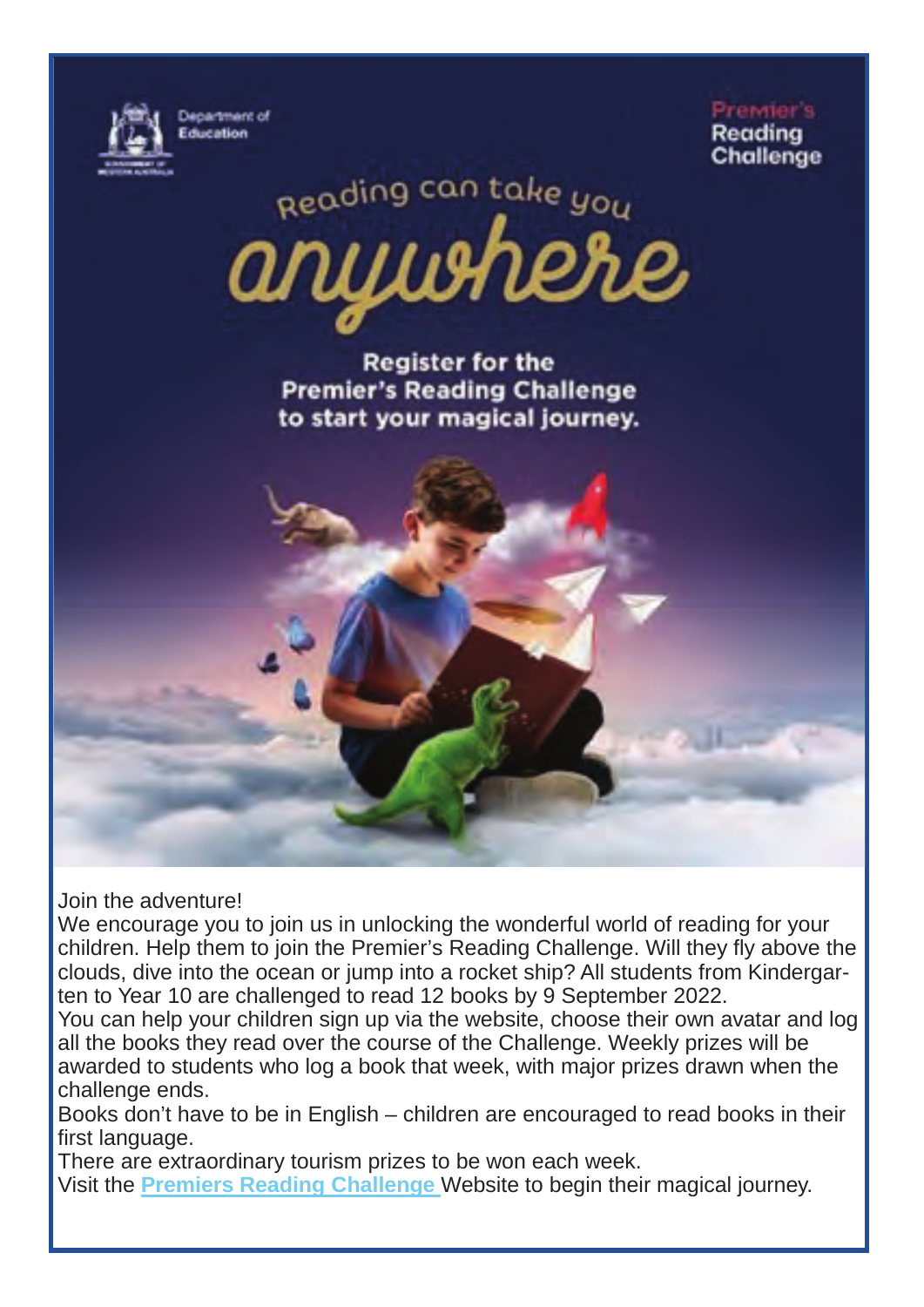Department of Education

Premier's Reading Challenge

# Reading can take you *anywhere*

**Register for the Premier's Reading Challenge to start your magical journey.**

Join the adventure!

We encourage you to join us in unlocking the wonderful world of reading for your children. Help them to join the Premier's Reading Challenge. Will they fly above the clouds, dive into the ocean or jump into a rocket ship? All students from Kindergarten to Year 10 are challenged to read 12 books by 9 September 2022.

You can help your children sign up via the website, choose their own avatar and log all the books they read over the course of the Challenge. Weekly prizes will be awarded to students who log a book that week, with major prizes drawn when the challenge ends.

Books don't have to be in English – children are encouraged to read books in their first language.

There are extraordinary tourism prizes to be won each week.

Visit the **Premiers Reading Challenge** Website to begin their magical journey.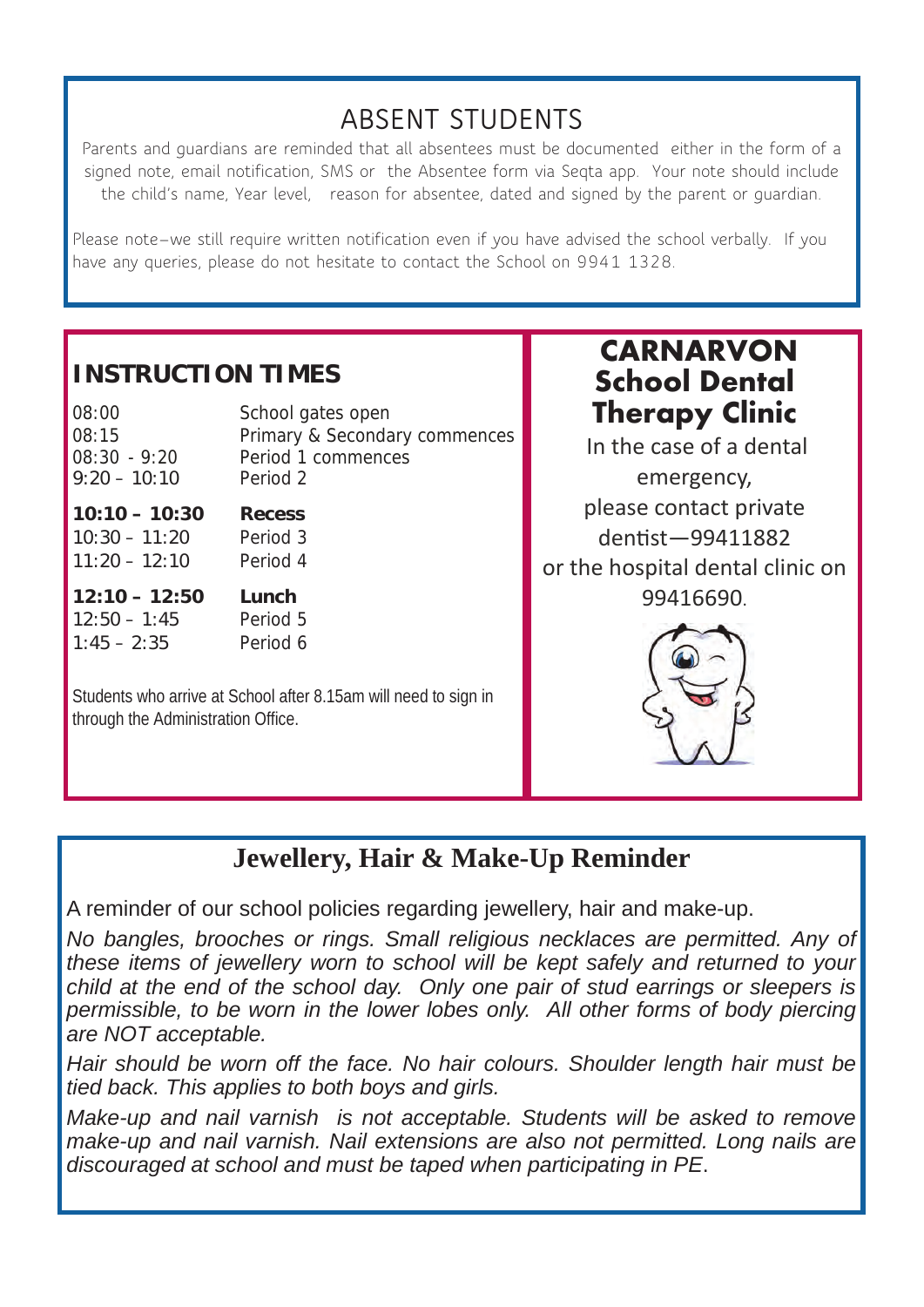## ABSENT STUDENTS

Parents and guardians are reminded that all absentees must be documented either in the form of a signed note, email notification, SMS or the Absentee form via Seqta app. Your note should include the child's name, Year level, reason for absentee, dated and signed by the parent or guardian.

Please note—we still require written notification even if you have advised the school verbally. If you have any queries, please do not hesitate to contact the School on 9941 1328.

## INSTRUCTION TIMES

| | |
|---|---|
| 08:00 | School gates open |
| 08:15 | Primary & Secondary commences |
| 08:30 - 9:20 | Period 1 commences |
| 9:20 – 10:10 | Period 2 |
| **10:10 – 10:30** | **Recess** |
| 10:30 – 11:20 | Period 3 |
| 11:20 – 12:10 | Period 4 |
| **12:10 – 12:50** | **Lunch** |
| 12:50 – 1:45 | Period 5 |
| 1:45 – 2:35 | Period 6 |

Students who arrive at School after 8.15am will need to sign in through the Administration Office.

## CARNARVON School Dental Therapy Clinic

In the case of a dental emergency, please contact private dentist—99411882 or the hospital dental clinic on 99416690.

## Jewellery, Hair & Make-Up Reminder

A reminder of our school policies regarding jewellery, hair and make-up.

*No bangles, brooches or rings. Small religious necklaces are permitted. Any of these items of jewellery worn to school will be kept safely and returned to your child at the end of the school day. Only one pair of stud earrings or sleepers is permissible, to be worn in the lower lobes only. All other forms of body piercing are NOT acceptable.*

*Hair should be worn off the face. No hair colours. Shoulder length hair must be tied back. This applies to both boys and girls.*

*Make-up and nail varnish is not acceptable. Students will be asked to remove make-up and nail varnish. Nail extensions are also not permitted. Long nails are discouraged at school and must be taped when participating in PE.*